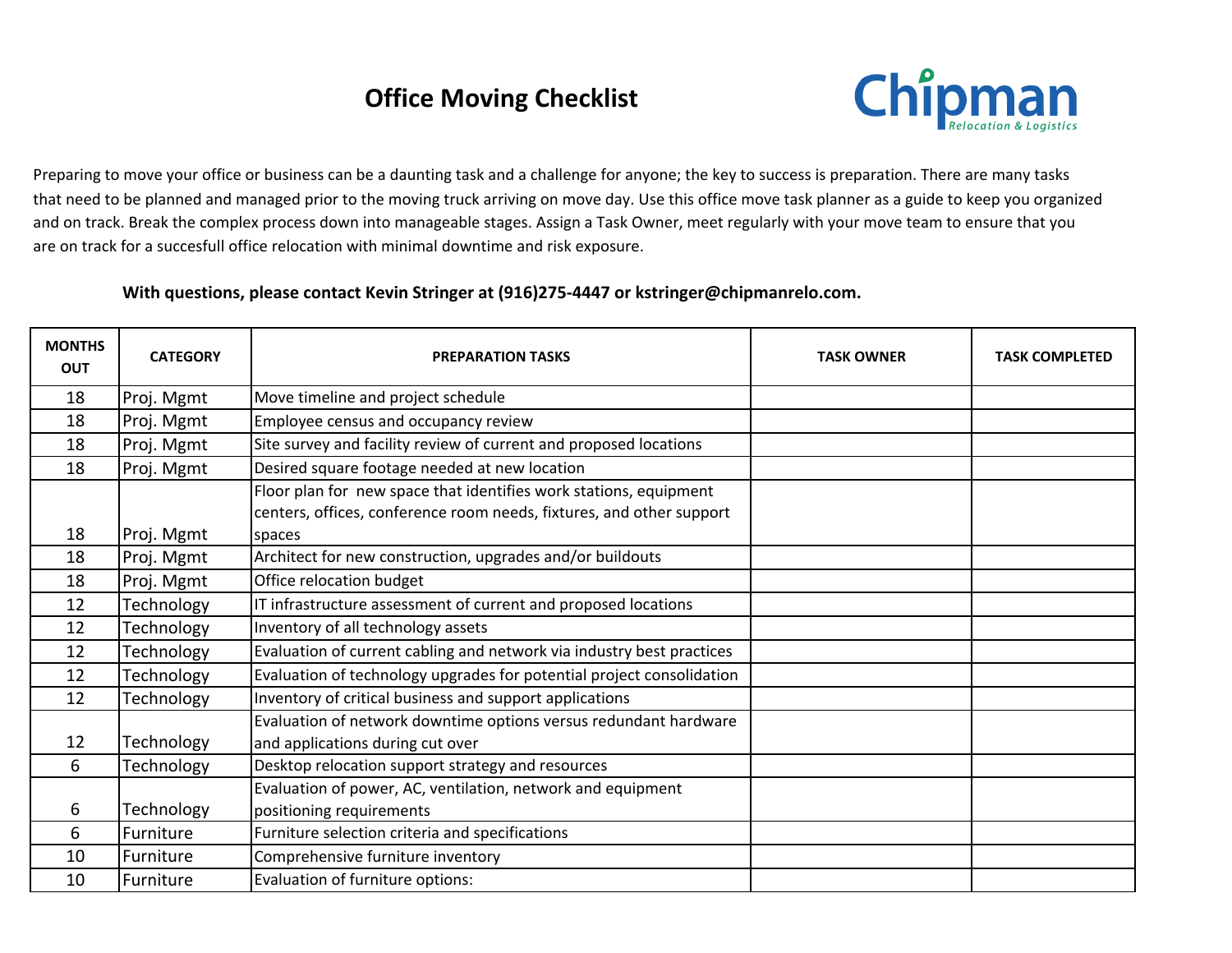# Office Moving Checklist

Chipman Relocation & Logistics

Preparing to move your office or business can be a daunting task and a challenge for anyone; the key to success is preparation. There are many tasks that need to be planned and managed prior to the moving truck arriving on move day. Use this office move task planner as a guide to keep you organized and on track. Break the complex process down into manageable stages. Assign a Task Owner, meet regularly with your move team to ensure that you are on track for a succesfull office relocation with minimal downtime and risk exposure.

**With questions, please contact Kevin Stringer at (916)275-4447 or kstringer@chipmanrelo.com.**

| MONTHS OUT | CATEGORY | PREPARATION TASKS | TASK OWNER | TASK COMPLETED |
|---|---|---|---|---|
| 18 | Proj. Mgmt | Move timeline and project schedule | | |
| 18 | Proj. Mgmt | Employee census and occupancy review | | |
| 18 | Proj. Mgmt | Site survey and facility review of current and proposed locations | | |
| 18 | Proj. Mgmt | Desired square footage needed at new location | | |
| 18 | Proj. Mgmt | Floor plan for new space that identifies work stations, equipment centers, offices, conference room needs, fixtures, and other support spaces | | |
| 18 | Proj. Mgmt | Architect for new construction, upgrades and/or buildouts | | |
| 18 | Proj. Mgmt | Office relocation budget | | |
| 12 | Technology | IT infrastructure assessment of current and proposed locations | | |
| 12 | Technology | Inventory of all technology assets | | |
| 12 | Technology | Evaluation of current cabling and network via industry best practices | | |
| 12 | Technology | Evaluation of technology upgrades for potential project consolidation | | |
| 12 | Technology | Inventory of critical business and support applications | | |
| 12 | Technology | Evaluation of network downtime options versus redundant hardware and applications during cut over | | |
| 6 | Technology | Desktop relocation support strategy and resources | | |
| 6 | Technology | Evaluation of power, AC, ventilation, network and equipment positioning requirements | | |
| 6 | Furniture | Furniture selection criteria and specifications | | |
| 10 | Furniture | Comprehensive furniture inventory | | |
| 10 | Furniture | Evaluation of furniture options: | | |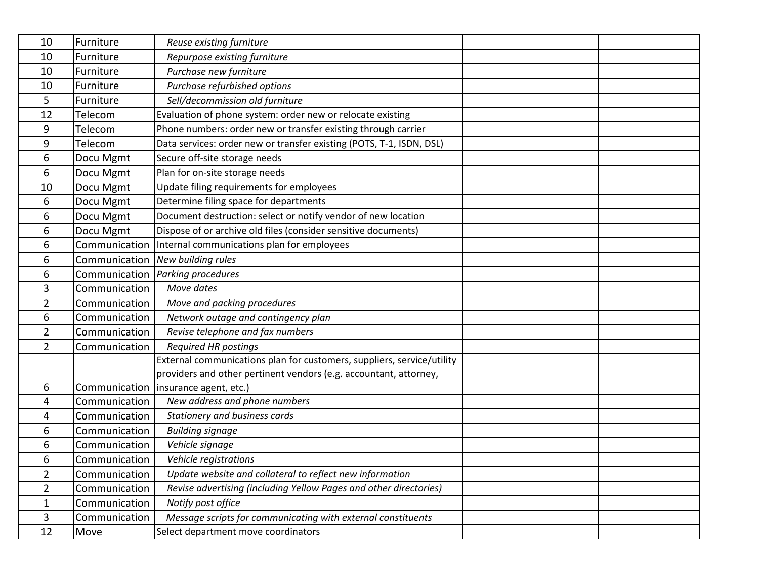| | | | | |
|---|---|---|---|---|
| 10 | Furniture | *Reuse existing furniture* | | |
| 10 | Furniture | *Repurpose existing furniture* | | |
| 10 | Furniture | *Purchase new furniture* | | |
| 10 | Furniture | *Purchase refurbished options* | | |
| 5 | Furniture | *Sell/decommission old furniture* | | |
| 12 | Telecom | Evaluation of phone system: order new or relocate existing | | |
| 9 | Telecom | Phone numbers: order new or transfer existing through carrier | | |
| 9 | Telecom | Data services: order new or transfer existing (POTS, T-1, ISDN, DSL) | | |
| 6 | Docu Mgmt | Secure off-site storage needs | | |
| 6 | Docu Mgmt | Plan for on-site storage needs | | |
| 10 | Docu Mgmt | Update filing requirements for employees | | |
| 6 | Docu Mgmt | Determine filing space for departments | | |
| 6 | Docu Mgmt | Document destruction: select or notify vendor of new location | | |
| 6 | Docu Mgmt | Dispose of or archive old files (consider sensitive documents) | | |
| 6 | Communication | Internal communications plan for employees | | |
| 6 | Communication | *New building rules* | | |
| 6 | Communication | *Parking procedures* | | |
| 3 | Communication | *Move dates* | | |
| 2 | Communication | *Move and packing procedures* | | |
| 6 | Communication | *Network outage and contingency plan* | | |
| 2 | Communication | *Revise telephone and fax numbers* | | |
| 2 | Communication | *Required HR postings* | | |
| 6 | Communication | External communications plan for customers, suppliers, service/utility providers and other pertinent vendors (e.g. accountant, attorney, insurance agent, etc.) | | |
| 4 | Communication | *New address and phone numbers* | | |
| 4 | Communication | *Stationery and business cards* | | |
| 6 | Communication | *Building signage* | | |
| 6 | Communication | *Vehicle signage* | | |
| 6 | Communication | *Vehicle registrations* | | |
| 2 | Communication | *Update website and collateral to reflect new information* | | |
| 2 | Communication | *Revise advertising (including Yellow Pages and other directories)* | | |
| 1 | Communication | *Notify post office* | | |
| 3 | Communication | *Message scripts for communicating with external constituents* | | |
| 12 | Move | Select department move coordinators | | |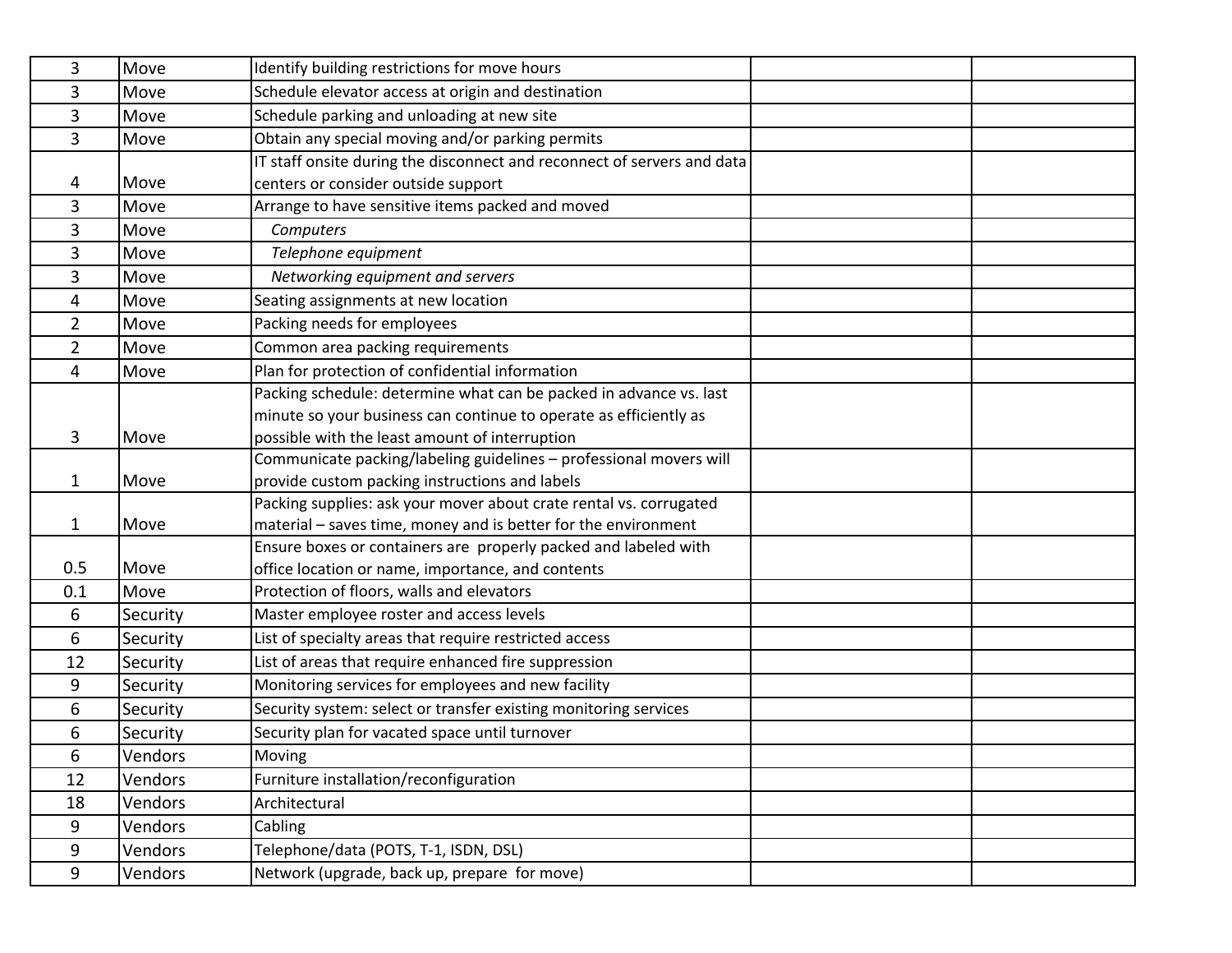| | | | | |
|---|---|---|---|---|
| 3 | Move | Identify building restrictions for move hours | | |
| 3 | Move | Schedule elevator access at origin and destination | | |
| 3 | Move | Schedule parking and unloading at new site | | |
| 3 | Move | Obtain any special moving and/or parking permits | | |
| 4 | Move | IT staff onsite during the disconnect and reconnect of servers and data centers or consider outside support | | |
| 3 | Move | Arrange to have sensitive items packed and moved | | |
| 3 | Move | *Computers* | | |
| 3 | Move | *Telephone equipment* | | |
| 3 | Move | *Networking equipment and servers* | | |
| 4 | Move | Seating assignments at new location | | |
| 2 | Move | Packing needs for employees | | |
| 2 | Move | Common area packing requirements | | |
| 4 | Move | Plan for protection of confidential information | | |
| 3 | Move | Packing schedule: determine what can be packed in advance vs. last minute so your business can continue to operate as efficiently as possible with the least amount of interruption | | |
| 1 | Move | Communicate packing/labeling guidelines – professional movers will provide custom packing instructions and labels | | |
| 1 | Move | Packing supplies: ask your mover about crate rental vs. corrugated material – saves time, money and is better for the environment | | |
| 0.5 | Move | Ensure boxes or containers are properly packed and labeled with office location or name, importance, and contents | | |
| 0.1 | Move | Protection of floors, walls and elevators | | |
| 6 | Security | Master employee roster and access levels | | |
| 6 | Security | List of specialty areas that require restricted access | | |
| 12 | Security | List of areas that require enhanced fire suppression | | |
| 9 | Security | Monitoring services for employees and new facility | | |
| 6 | Security | Security system: select or transfer existing monitoring services | | |
| 6 | Security | Security plan for vacated space until turnover | | |
| 6 | Vendors | Moving | | |
| 12 | Vendors | Furniture installation/reconfiguration | | |
| 18 | Vendors | Architectural | | |
| 9 | Vendors | Cabling | | |
| 9 | Vendors | Telephone/data (POTS, T-1, ISDN, DSL) | | |
| 9 | Vendors | Network (upgrade, back up, prepare for move) | | |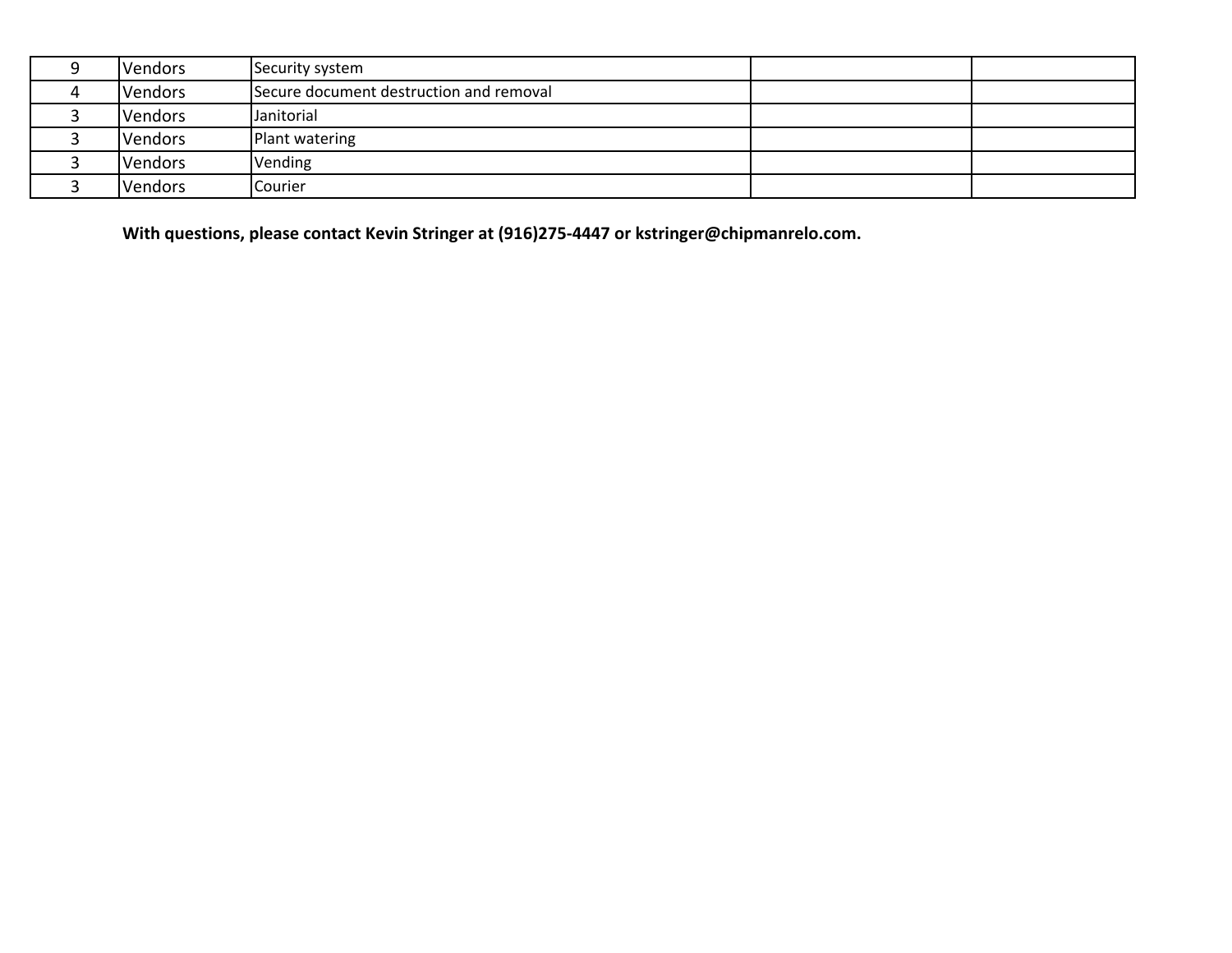| | | | | |
|---|---|---|---|---|
| 9 | Vendors | Security system | | |
| 4 | Vendors | Secure document destruction and removal | | |
| 3 | Vendors | Janitorial | | |
| 3 | Vendors | Plant watering | | |
| 3 | Vendors | Vending | | |
| 3 | Vendors | Courier | | |

**With questions, please contact Kevin Stringer at (916)275-4447 or kstringer@chipmanrelo.com.**